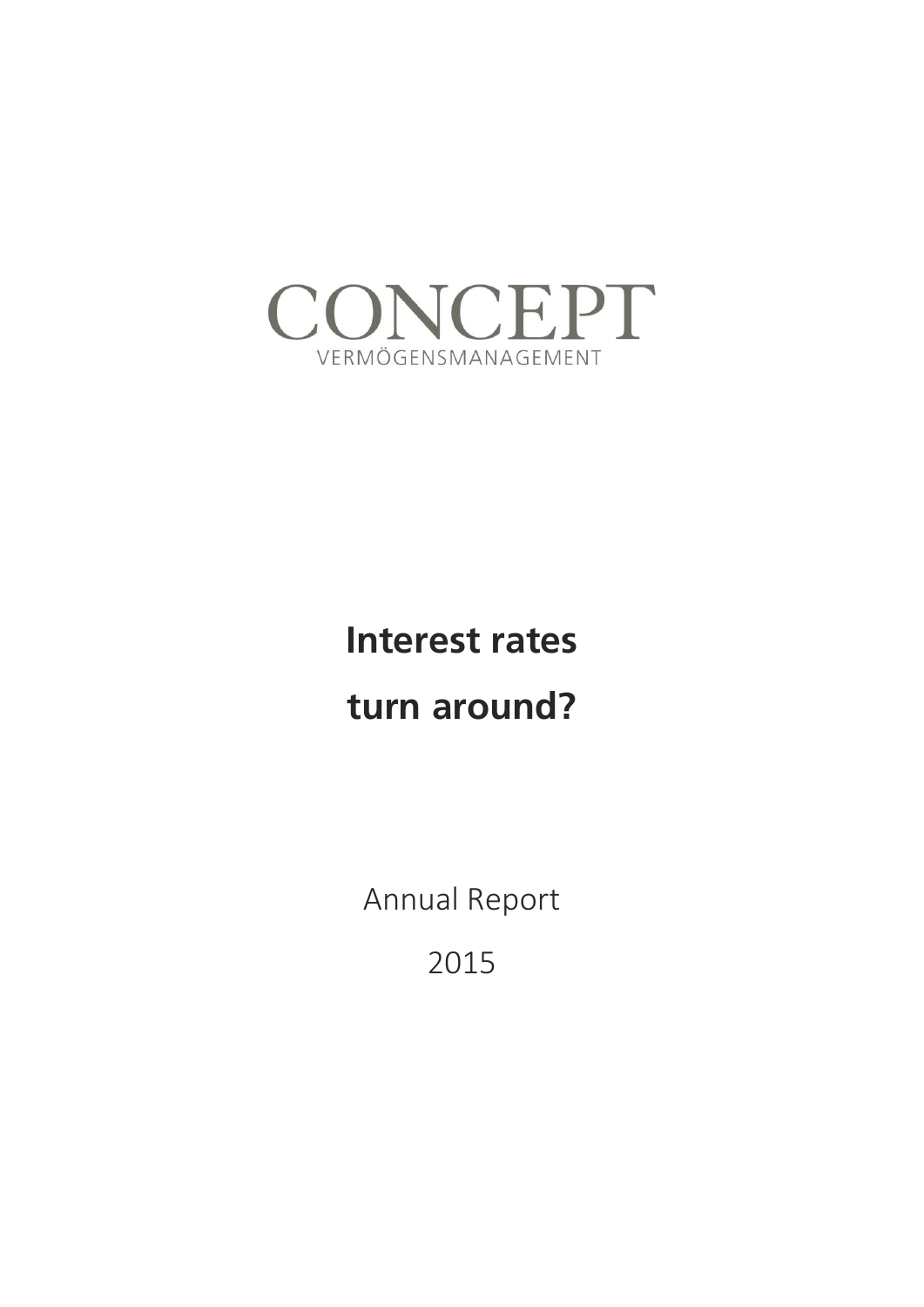CONCEPT

VERMÖGENSMANAGEMENT

# Interest rates turn around?

Annual Report

2015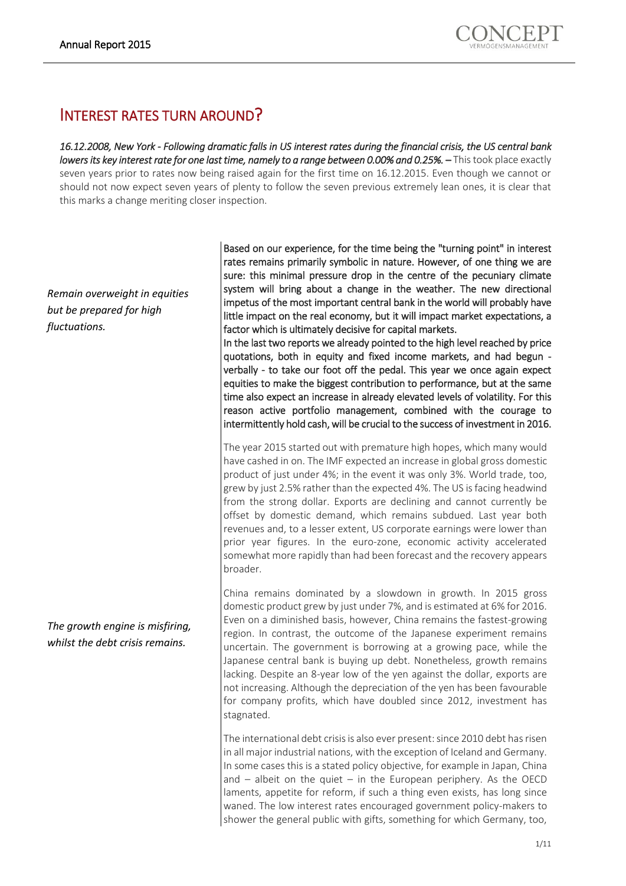# INTEREST RATES TURN AROUND?

*16.12.2008, New York - Following dramatic falls in US interest rates during the financial crisis, the US central bank lowers its key interest rate for one last time, namely to a range between 0.00% and 0.25%. –* This took place exactly seven years prior to rates now being raised again for the first time on 16.12.2015. Even though we cannot or should not now expect seven years of plenty to follow the seven previous extremely lean ones, it is clear that this marks a change meriting closer inspection.

*Remain overweight in equities but be prepared for high fluctuations.*

Based on our experience, for the time being the "turning point" in interest rates remains primarily symbolic in nature. However, of one thing we are sure: this minimal pressure drop in the centre of the pecuniary climate system will bring about a change in the weather. The new directional impetus of the most important central bank in the world will probably have little impact on the real economy, but it will impact market expectations, a factor which is ultimately decisive for capital markets.
In the last two reports we already pointed to the high level reached by price quotations, both in equity and fixed income markets, and had begun - verbally - to take our foot off the pedal. This year we once again expect equities to make the biggest contribution to performance, but at the same time also expect an increase in already elevated levels of volatility. For this reason active portfolio management, combined with the courage to intermittently hold cash, will be crucial to the success of investment in 2016.

The year 2015 started out with premature high hopes, which many would have cashed in on. The IMF expected an increase in global gross domestic product of just under 4%; in the event it was only 3%. World trade, too, grew by just 2.5% rather than the expected 4%. The US is facing headwind from the strong dollar. Exports are declining and cannot currently be offset by domestic demand, which remains subdued. Last year both revenues and, to a lesser extent, US corporate earnings were lower than prior year figures. In the euro-zone, economic activity accelerated somewhat more rapidly than had been forecast and the recovery appears broader.

*The growth engine is misfiring, whilst the debt crisis remains.*

China remains dominated by a slowdown in growth. In 2015 gross domestic product grew by just under 7%, and is estimated at 6% for 2016. Even on a diminished basis, however, China remains the fastest-growing region. In contrast, the outcome of the Japanese experiment remains uncertain. The government is borrowing at a growing pace, while the Japanese central bank is buying up debt. Nonetheless, growth remains lacking. Despite an 8-year low of the yen against the dollar, exports are not increasing. Although the depreciation of the yen has been favourable for company profits, which have doubled since 2012, investment has stagnated.

The international debt crisis is also ever present: since 2010 debt has risen in all major industrial nations, with the exception of Iceland and Germany. In some cases this is a stated policy objective, for example in Japan, China and – albeit on the quiet – in the European periphery. As the OECD laments, appetite for reform, if such a thing even exists, has long since waned. The low interest rates encouraged government policy-makers to shower the general public with gifts, something for which Germany, too,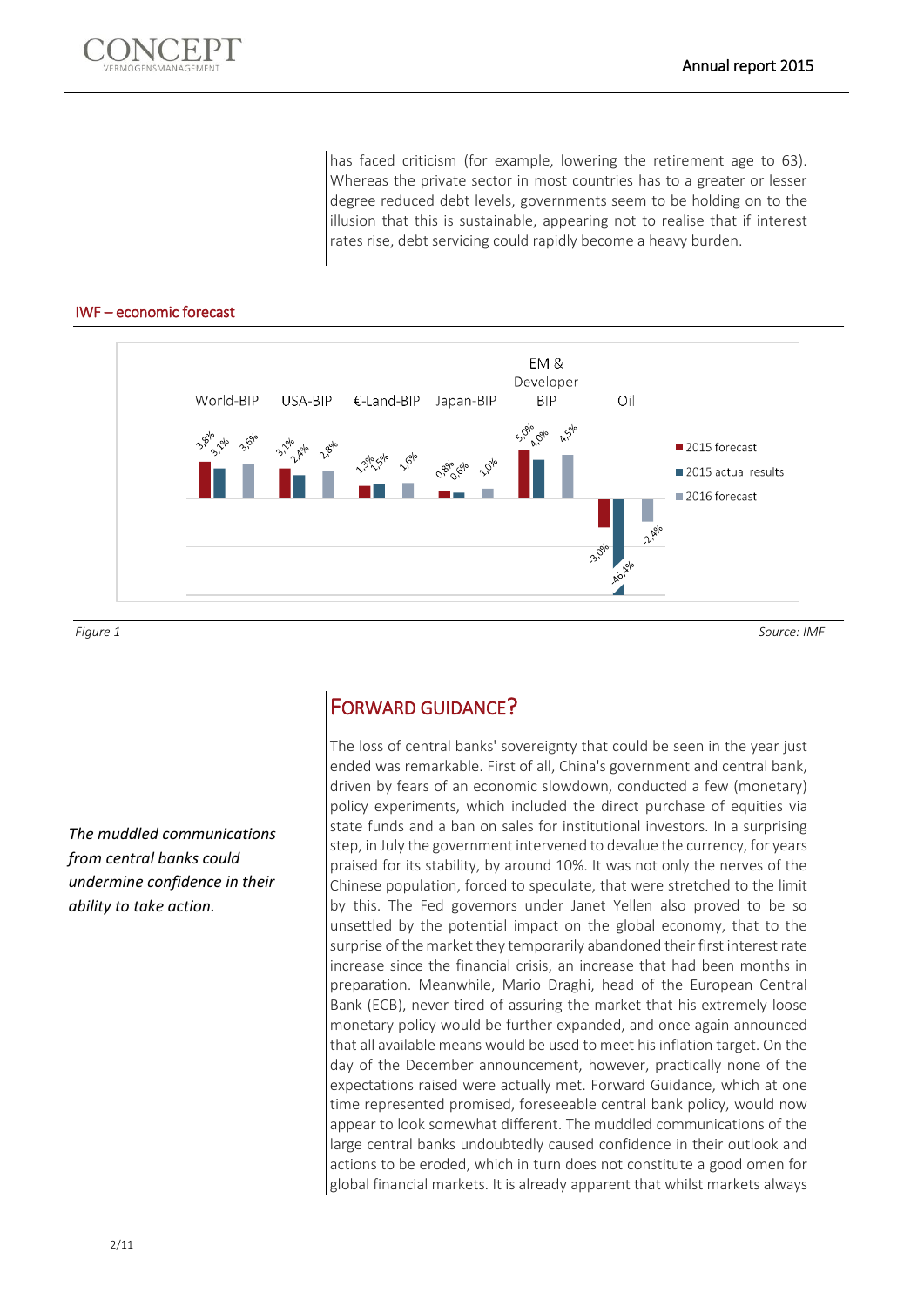has faced criticism (for example, lowering the retirement age to 63). Whereas the private sector in most countries has to a greater or lesser degree reduced debt levels, governments seem to be holding on to the illusion that this is sustainable, appearing not to realise that if interest rates rise, debt servicing could rapidly become a heavy burden.

### IWF – economic forecast

| | World-BIP | USA-BIP | €-Land-BIP | Japan-BIP | EM & Developer BIP | Oil |
|---|---|---|---|---|---|---|
| 2015 forecast | 3,8% | 3,1% | 1,3% | 0,8% | 5,0% | -3,0% |
| 2015 actual results | 3,1% | 2,4% | 1,5% | 0,6% | 4,0% | -46,4% |
| 2016 forecast | 3,6% | 2,8% | 1,6% | 1,0% | 4,5% | -2,4% |

*Figure 1* *Source: IMF*

## Forward Guidance?

*The muddled communications from central banks could undermine confidence in their ability to take action.*

The loss of central banks' sovereignty that could be seen in the year just ended was remarkable. First of all, China's government and central bank, driven by fears of an economic slowdown, conducted a few (monetary) policy experiments, which included the direct purchase of equities via state funds and a ban on sales for institutional investors. In a surprising step, in July the government intervened to devalue the currency, for years praised for its stability, by around 10%. It was not only the nerves of the Chinese population, forced to speculate, that were stretched to the limit by this. The Fed governors under Janet Yellen also proved to be so unsettled by the potential impact on the global economy, that to the surprise of the market they temporarily abandoned their first interest rate increase since the financial crisis, an increase that had been months in preparation. Meanwhile, Mario Draghi, head of the European Central Bank (ECB), never tired of assuring the market that his extremely loose monetary policy would be further expanded, and once again announced that all available means would be used to meet his inflation target. On the day of the December announcement, however, practically none of the expectations raised were actually met. Forward Guidance, which at one time represented promised, foreseeable central bank policy, would now appear to look somewhat different. The muddled communications of the large central banks undoubtedly caused confidence in their outlook and actions to be eroded, which in turn does not constitute a good omen for global financial markets. It is already apparent that whilst markets always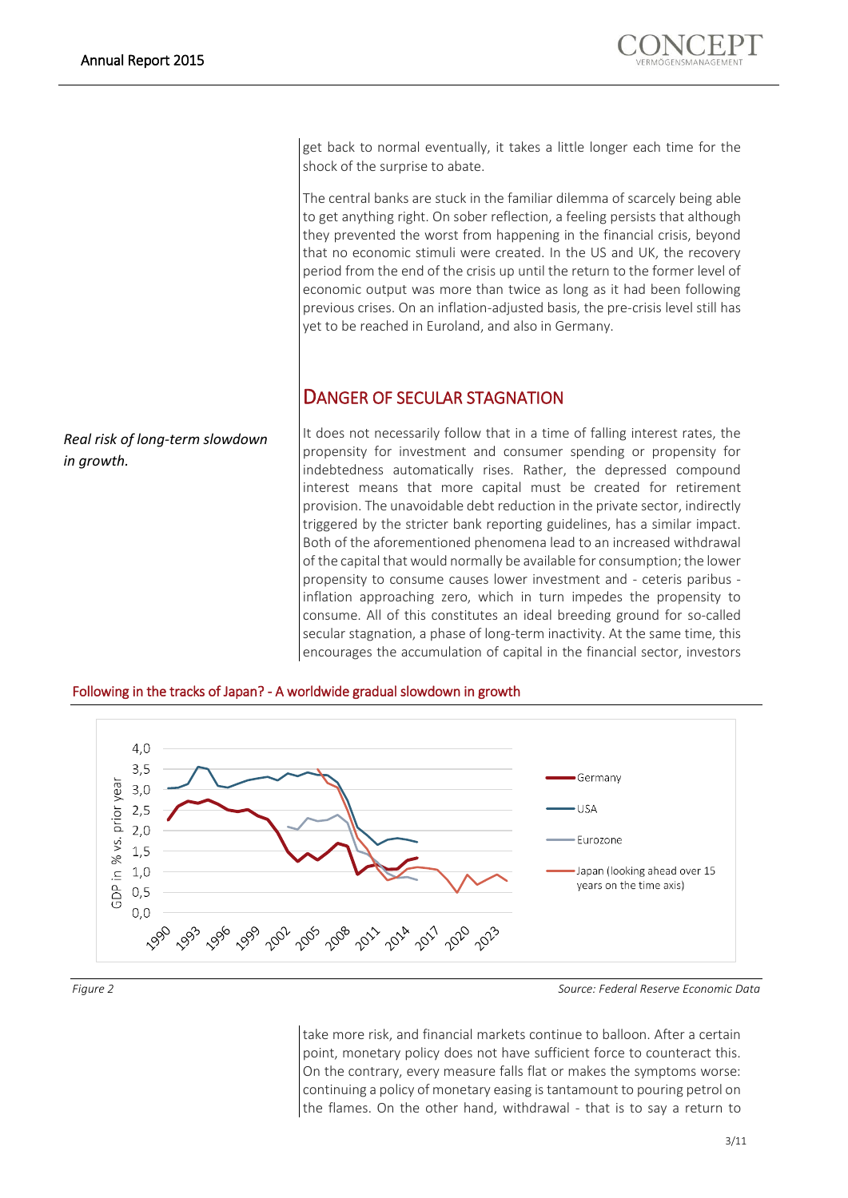get back to normal eventually, it takes a little longer each time for the shock of the surprise to abate.

The central banks are stuck in the familiar dilemma of scarcely being able to get anything right. On sober reflection, a feeling persists that although they prevented the worst from happening in the financial crisis, beyond that no economic stimuli were created. In the US and UK, the recovery period from the end of the crisis up until the return to the former level of economic output was more than twice as long as it had been following previous crises. On an inflation-adjusted basis, the pre-crisis level still has yet to be reached in Euroland, and also in Germany.

## DANGER OF SECULAR STAGNATION

*Real risk of long-term slowdown in growth.*

It does not necessarily follow that in a time of falling interest rates, the propensity for investment and consumer spending or propensity for indebtedness automatically rises. Rather, the depressed compound interest means that more capital must be created for retirement provision. The unavoidable debt reduction in the private sector, indirectly triggered by the stricter bank reporting guidelines, has a similar impact. Both of the aforementioned phenomena lead to an increased withdrawal of the capital that would normally be available for consumption; the lower propensity to consume causes lower investment and - ceteris paribus - inflation approaching zero, which in turn impedes the propensity to consume. All of this constitutes an ideal breeding ground for so-called secular stagnation, a phase of long-term inactivity. At the same time, this encourages the accumulation of capital in the financial sector, investors take more risk, and financial markets continue to balloon. After a certain point, monetary policy does not have sufficient force to counteract this. On the contrary, every measure falls flat or makes the symptoms worse: continuing a policy of monetary easing is tantamount to pouring petrol on the flames. On the other hand, withdrawal - that is to say a return to

Following in the tracks of Japan? - A worldwide gradual slowdown in growth

*Figure 2* *Source: Federal Reserve Economic Data*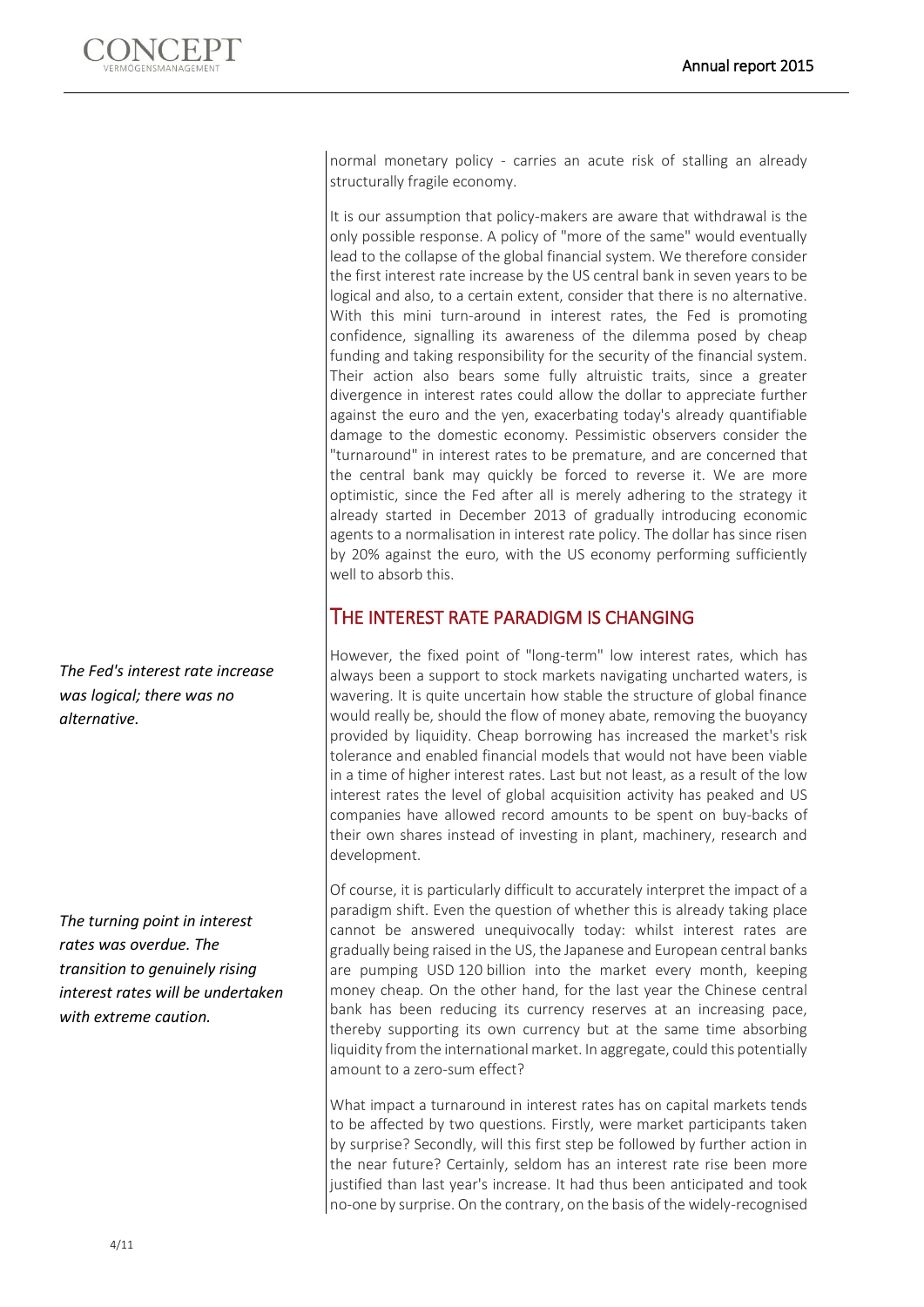normal monetary policy - carries an acute risk of stalling an already structurally fragile economy.

It is our assumption that policy-makers are aware that withdrawal is the only possible response. A policy of "more of the same" would eventually lead to the collapse of the global financial system. We therefore consider the first interest rate increase by the US central bank in seven years to be logical and also, to a certain extent, consider that there is no alternative. With this mini turn-around in interest rates, the Fed is promoting confidence, signalling its awareness of the dilemma posed by cheap funding and taking responsibility for the security of the financial system. Their action also bears some fully altruistic traits, since a greater divergence in interest rates could allow the dollar to appreciate further against the euro and the yen, exacerbating today's already quantifiable damage to the domestic economy. Pessimistic observers consider the "turnaround" in interest rates to be premature, and are concerned that the central bank may quickly be forced to reverse it. We are more optimistic, since the Fed after all is merely adhering to the strategy it already started in December 2013 of gradually introducing economic agents to a normalisation in interest rate policy. The dollar has since risen by 20% against the euro, with the US economy performing sufficiently well to absorb this.

## The interest rate paradigm is changing

*The Fed's interest rate increase was logical; there was no alternative.*

However, the fixed point of "long-term" low interest rates, which has always been a support to stock markets navigating uncharted waters, is wavering. It is quite uncertain how stable the structure of global finance would really be, should the flow of money abate, removing the buoyancy provided by liquidity. Cheap borrowing has increased the market's risk tolerance and enabled financial models that would not have been viable in a time of higher interest rates. Last but not least, as a result of the low interest rates the level of global acquisition activity has peaked and US companies have allowed record amounts to be spent on buy-backs of their own shares instead of investing in plant, machinery, research and development.

*The turning point in interest rates was overdue. The transition to genuinely rising interest rates will be undertaken with extreme caution.*

Of course, it is particularly difficult to accurately interpret the impact of a paradigm shift. Even the question of whether this is already taking place cannot be answered unequivocally today: whilst interest rates are gradually being raised in the US, the Japanese and European central banks are pumping USD 120 billion into the market every month, keeping money cheap. On the other hand, for the last year the Chinese central bank has been reducing its currency reserves at an increasing pace, thereby supporting its own currency but at the same time absorbing liquidity from the international market. In aggregate, could this potentially amount to a zero-sum effect?

What impact a turnaround in interest rates has on capital markets tends to be affected by two questions. Firstly, were market participants taken by surprise? Secondly, will this first step be followed by further action in the near future? Certainly, seldom has an interest rate rise been more justified than last year's increase. It had thus been anticipated and took no-one by surprise. On the contrary, on the basis of the widely-recognised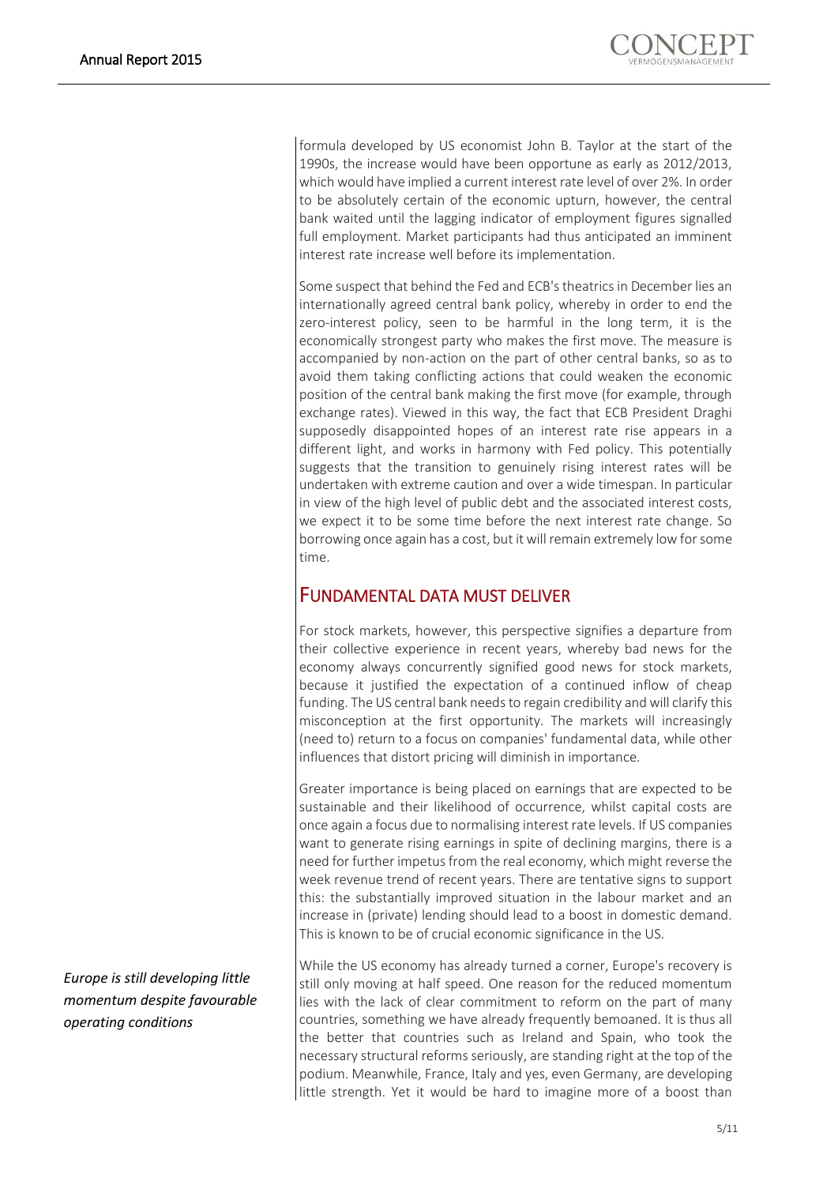formula developed by US economist John B. Taylor at the start of the 1990s, the increase would have been opportune as early as 2012/2013, which would have implied a current interest rate level of over 2%. In order to be absolutely certain of the economic upturn, however, the central bank waited until the lagging indicator of employment figures signalled full employment. Market participants had thus anticipated an imminent interest rate increase well before its implementation.

Some suspect that behind the Fed and ECB's theatrics in December lies an internationally agreed central bank policy, whereby in order to end the zero-interest policy, seen to be harmful in the long term, it is the economically strongest party who makes the first move. The measure is accompanied by non-action on the part of other central banks, so as to avoid them taking conflicting actions that could weaken the economic position of the central bank making the first move (for example, through exchange rates). Viewed in this way, the fact that ECB President Draghi supposedly disappointed hopes of an interest rate rise appears in a different light, and works in harmony with Fed policy. This potentially suggests that the transition to genuinely rising interest rates will be undertaken with extreme caution and over a wide timespan. In particular in view of the high level of public debt and the associated interest costs, we expect it to be some time before the next interest rate change. So borrowing once again has a cost, but it will remain extremely low for some time.

## FUNDAMENTAL DATA MUST DELIVER

For stock markets, however, this perspective signifies a departure from their collective experience in recent years, whereby bad news for the economy always concurrently signified good news for stock markets, because it justified the expectation of a continued inflow of cheap funding. The US central bank needs to regain credibility and will clarify this misconception at the first opportunity. The markets will increasingly (need to) return to a focus on companies' fundamental data, while other influences that distort pricing will diminish in importance.

Greater importance is being placed on earnings that are expected to be sustainable and their likelihood of occurrence, whilst capital costs are once again a focus due to normalising interest rate levels. If US companies want to generate rising earnings in spite of declining margins, there is a need for further impetus from the real economy, which might reverse the week revenue trend of recent years. There are tentative signs to support this: the substantially improved situation in the labour market and an increase in (private) lending should lead to a boost in domestic demand. This is known to be of crucial economic significance in the US.

*Europe is still developing little momentum despite favourable operating conditions*

While the US economy has already turned a corner, Europe's recovery is still only moving at half speed. One reason for the reduced momentum lies with the lack of clear commitment to reform on the part of many countries, something we have already frequently bemoaned. It is thus all the better that countries such as Ireland and Spain, who took the necessary structural reforms seriously, are standing right at the top of the podium. Meanwhile, France, Italy and yes, even Germany, are developing little strength. Yet it would be hard to imagine more of a boost than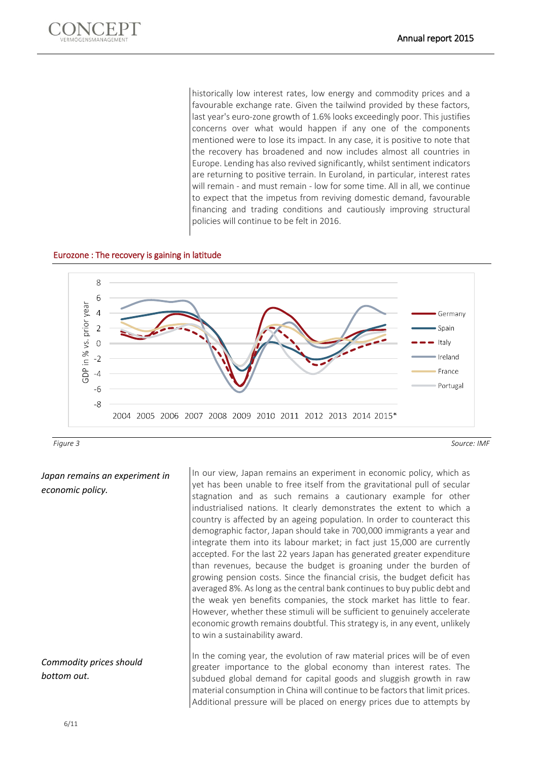historically low interest rates, low energy and commodity prices and a favourable exchange rate. Given the tailwind provided by these factors, last year's euro-zone growth of 1.6% looks exceedingly poor. This justifies concerns over what would happen if any one of the components mentioned were to lose its impact. In any case, it is positive to note that the recovery has broadened and now includes almost all countries in Europe. Lending has also revived significantly, whilst sentiment indicators are returning to positive terrain. In Euroland, in particular, interest rates will remain - and must remain - low for some time. All in all, we continue to expect that the impetus from reviving domestic demand, favourable financing and trading conditions and cautiously improving structural policies will continue to be felt in 2016.

**Eurozone : The recovery is gaining in latitude**

*Figure 3* — Source: IMF

*Japan remains an experiment in economic policy.*

In our view, Japan remains an experiment in economic policy, which as yet has been unable to free itself from the gravitational pull of secular stagnation and as such remains a cautionary example for other industrialised nations. It clearly demonstrates the extent to which a country is affected by an ageing population. In order to counteract this demographic factor, Japan should take in 700,000 immigrants a year and integrate them into its labour market; in fact just 15,000 are currently accepted. For the last 22 years Japan has generated greater expenditure than revenues, because the budget is groaning under the burden of growing pension costs. Since the financial crisis, the budget deficit has averaged 8%. As long as the central bank continues to buy public debt and the weak yen benefits companies, the stock market has little to fear. However, whether these stimuli will be sufficient to genuinely accelerate economic growth remains doubtful. This strategy is, in any event, unlikely to win a sustainability award.

*Commodity prices should bottom out.*

In the coming year, the evolution of raw material prices will be of even greater importance to the global economy than interest rates. The subdued global demand for capital goods and sluggish growth in raw material consumption in China will continue to be factors that limit prices. Additional pressure will be placed on energy prices due to attempts by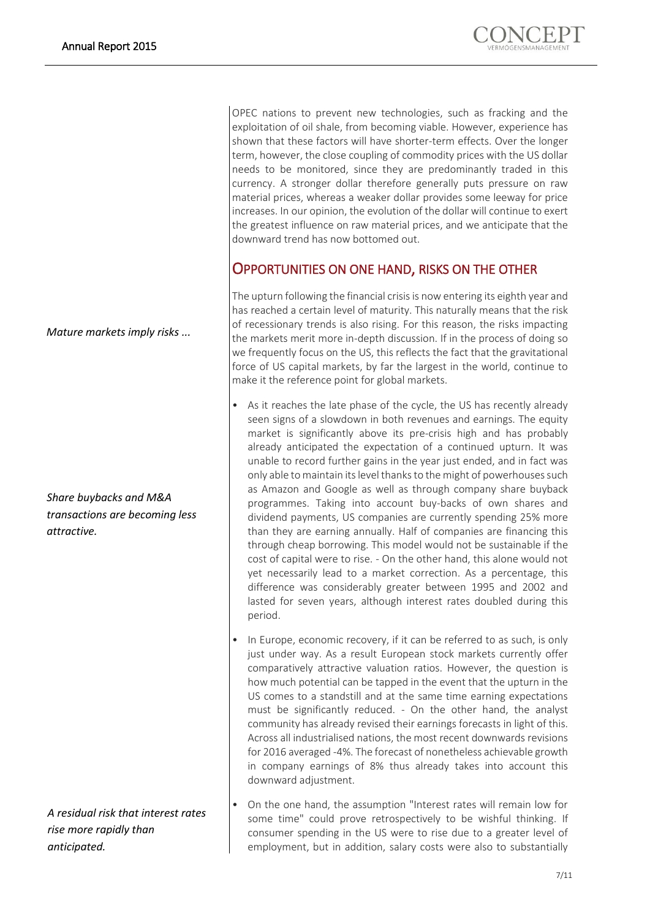OPEC nations to prevent new technologies, such as fracking and the exploitation of oil shale, from becoming viable. However, experience has shown that these factors will have shorter-term effects. Over the longer term, however, the close coupling of commodity prices with the US dollar needs to be monitored, since they are predominantly traded in this currency. A stronger dollar therefore generally puts pressure on raw material prices, whereas a weaker dollar provides some leeway for price increases. In our opinion, the evolution of the dollar will continue to exert the greatest influence on raw material prices, and we anticipate that the downward trend has now bottomed out.

## OPPORTUNITIES ON ONE HAND, RISKS ON THE OTHER

*Mature markets imply risks ...*

The upturn following the financial crisis is now entering its eighth year and has reached a certain level of maturity. This naturally means that the risk of recessionary trends is also rising. For this reason, the risks impacting the markets merit more in-depth discussion. If in the process of doing so we frequently focus on the US, this reflects the fact that the gravitational force of US capital markets, by far the largest in the world, continue to make it the reference point for global markets.

*Share buybacks and M&A transactions are becoming less attractive.*

- As it reaches the late phase of the cycle, the US has recently already seen signs of a slowdown in both revenues and earnings. The equity market is significantly above its pre-crisis high and has probably already anticipated the expectation of a continued upturn. It was unable to record further gains in the year just ended, and in fact was only able to maintain its level thanks to the might of powerhouses such as Amazon and Google as well as through company share buyback programmes. Taking into account buy-backs of own shares and dividend payments, US companies are currently spending 25% more than they are earning annually. Half of companies are financing this through cheap borrowing. This model would not be sustainable if the cost of capital were to rise. - On the other hand, this alone would not yet necessarily lead to a market correction. As a percentage, this difference was considerably greater between 1995 and 2002 and lasted for seven years, although interest rates doubled during this period.
- In Europe, economic recovery, if it can be referred to as such, is only just under way. As a result European stock markets currently offer comparatively attractive valuation ratios. However, the question is how much potential can be tapped in the event that the upturn in the US comes to a standstill and at the same time earning expectations must be significantly reduced. - On the other hand, the analyst community has already revised their earnings forecasts in light of this. Across all industrialised nations, the most recent downwards revisions for 2016 averaged -4%. The forecast of nonetheless achievable growth in company earnings of 8% thus already takes into account this downward adjustment.

*A residual risk that interest rates rise more rapidly than anticipated.*

- On the one hand, the assumption "Interest rates will remain low for some time" could prove retrospectively to be wishful thinking. If consumer spending in the US were to rise due to a greater level of employment, but in addition, salary costs were also to substantially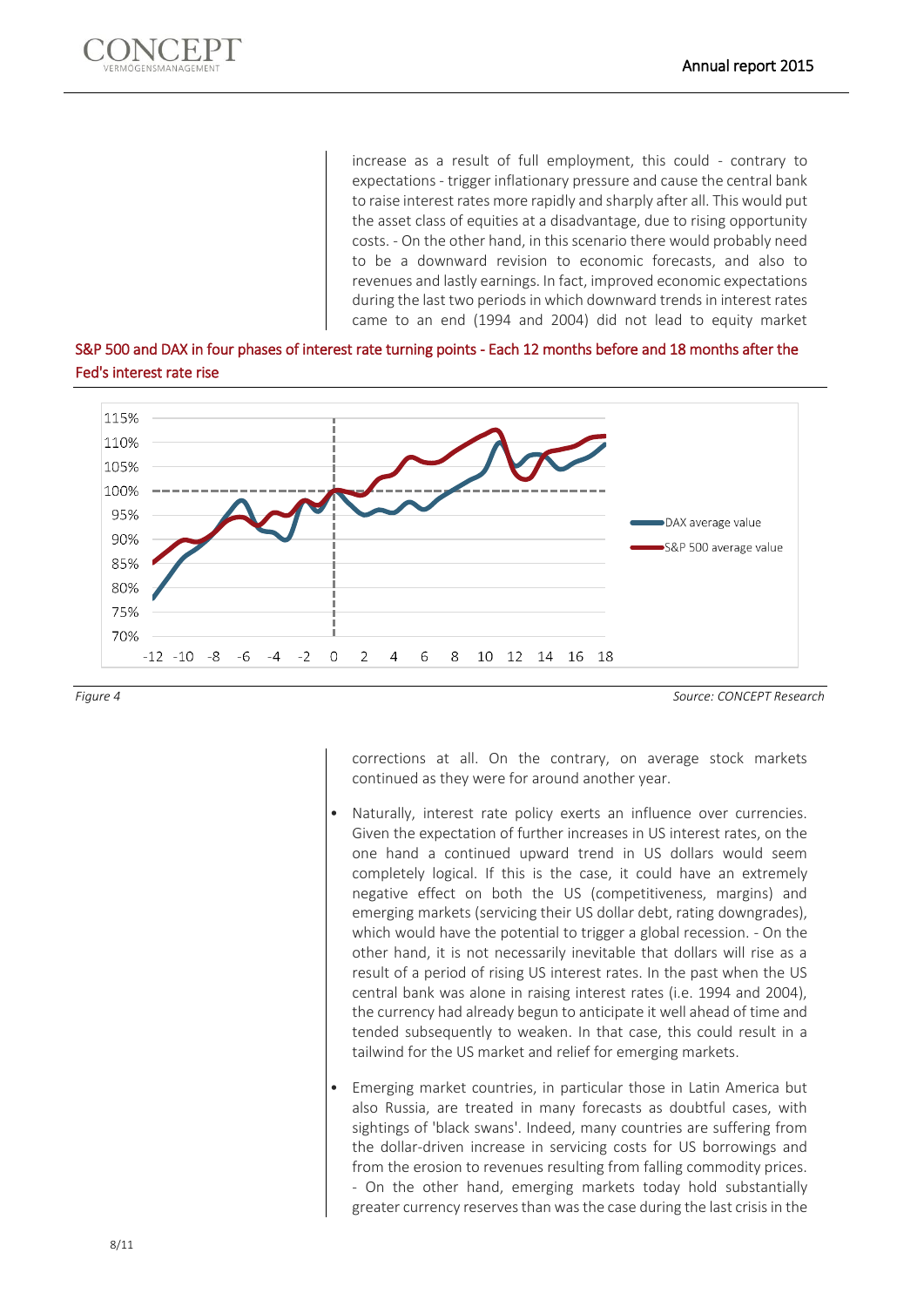increase as a result of full employment, this could - contrary to expectations - trigger inflationary pressure and cause the central bank to raise interest rates more rapidly and sharply after all. This would put the asset class of equities at a disadvantage, due to rising opportunity costs. - On the other hand, in this scenario there would probably need to be a downward revision to economic forecasts, and also to revenues and lastly earnings. In fact, improved economic expectations during the last two periods in which downward trends in interest rates came to an end (1994 and 2004) did not lead to equity market corrections at all. On the contrary, on average stock markets continued as they were for around another year.

S&P 500 and DAX in four phases of interest rate turning points - Each 12 months before and 18 months after the Fed's interest rate rise

*Figure 4* Source: CONCEPT Research

- Naturally, interest rate policy exerts an influence over currencies. Given the expectation of further increases in US interest rates, on the one hand a continued upward trend in US dollars would seem completely logical. If this is the case, it could have an extremely negative effect on both the US (competitiveness, margins) and emerging markets (servicing their US dollar debt, rating downgrades), which would have the potential to trigger a global recession. - On the other hand, it is not necessarily inevitable that dollars will rise as a result of a period of rising US interest rates. In the past when the US central bank was alone in raising interest rates (i.e. 1994 and 2004), the currency had already begun to anticipate it well ahead of time and tended subsequently to weaken. In that case, this could result in a tailwind for the US market and relief for emerging markets.

- Emerging market countries, in particular those in Latin America but also Russia, are treated in many forecasts as doubtful cases, with sightings of 'black swans'. Indeed, many countries are suffering from the dollar-driven increase in servicing costs for US borrowings and from the erosion to revenues resulting from falling commodity prices. - On the other hand, emerging markets today hold substantially greater currency reserves than was the case during the last crisis in the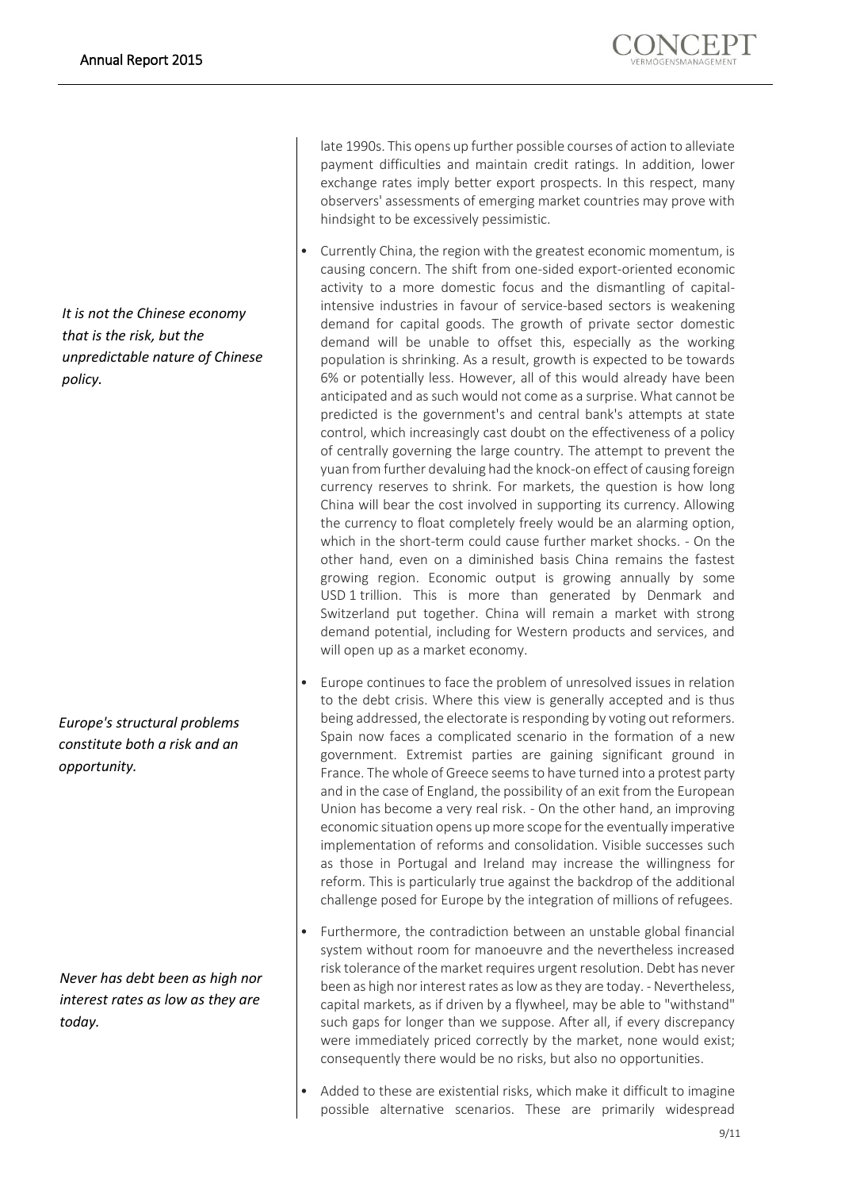late 1990s. This opens up further possible courses of action to alleviate payment difficulties and maintain credit ratings. In addition, lower exchange rates imply better export prospects. In this respect, many observers' assessments of emerging market countries may prove with hindsight to be excessively pessimistic.

*It is not the Chinese economy that is the risk, but the unpredictable nature of Chinese policy.*

- Currently China, the region with the greatest economic momentum, is causing concern. The shift from one-sided export-oriented economic activity to a more domestic focus and the dismantling of capital-intensive industries in favour of service-based sectors is weakening demand for capital goods. The growth of private sector domestic demand will be unable to offset this, especially as the working population is shrinking. As a result, growth is expected to be towards 6% or potentially less. However, all of this would already have been anticipated and as such would not come as a surprise. What cannot be predicted is the government's and central bank's attempts at state control, which increasingly cast doubt on the effectiveness of a policy of centrally governing the large country. The attempt to prevent the yuan from further devaluing had the knock-on effect of causing foreign currency reserves to shrink. For markets, the question is how long China will bear the cost involved in supporting its currency. Allowing the currency to float completely freely would be an alarming option, which in the short-term could cause further market shocks. - On the other hand, even on a diminished basis China remains the fastest growing region. Economic output is growing annually by some USD 1 trillion. This is more than generated by Denmark and Switzerland put together. China will remain a market with strong demand potential, including for Western products and services, and will open up as a market economy.

*Europe's structural problems constitute both a risk and an opportunity.*

- Europe continues to face the problem of unresolved issues in relation to the debt crisis. Where this view is generally accepted and is thus being addressed, the electorate is responding by voting out reformers. Spain now faces a complicated scenario in the formation of a new government. Extremist parties are gaining significant ground in France. The whole of Greece seems to have turned into a protest party and in the case of England, the possibility of an exit from the European Union has become a very real risk. - On the other hand, an improving economic situation opens up more scope for the eventually imperative implementation of reforms and consolidation. Visible successes such as those in Portugal and Ireland may increase the willingness for reform. This is particularly true against the backdrop of the additional challenge posed for Europe by the integration of millions of refugees.

*Never has debt been as high nor interest rates as low as they are today.*

- Furthermore, the contradiction between an unstable global financial system without room for manoeuvre and the nevertheless increased risk tolerance of the market requires urgent resolution. Debt has never been as high nor interest rates as low as they are today. - Nevertheless, capital markets, as if driven by a flywheel, may be able to "withstand" such gaps for longer than we suppose. After all, if every discrepancy were immediately priced correctly by the market, none would exist; consequently there would be no risks, but also no opportunities.

- Added to these are existential risks, which make it difficult to imagine possible alternative scenarios. These are primarily widespread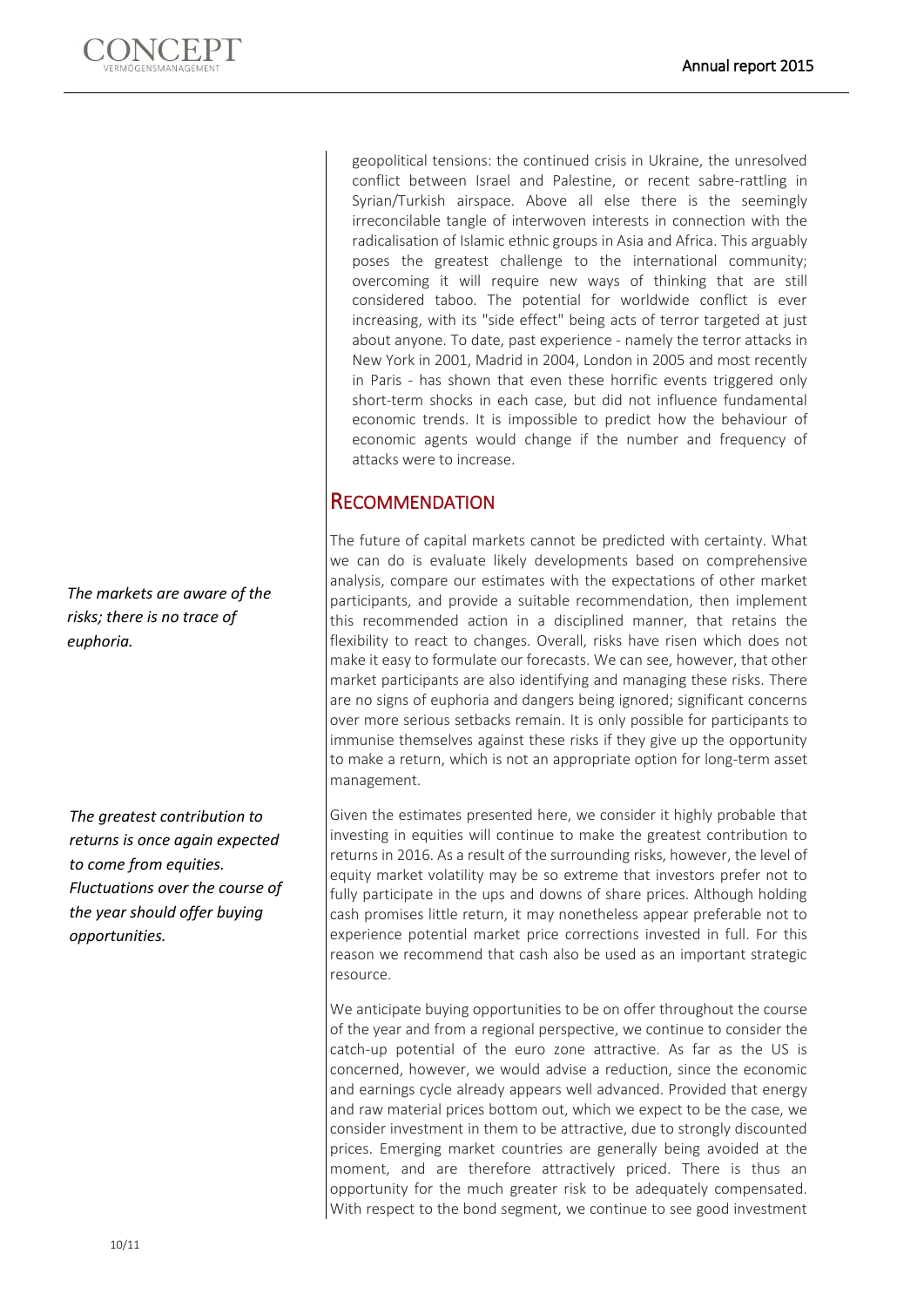geopolitical tensions: the continued crisis in Ukraine, the unresolved conflict between Israel and Palestine, or recent sabre-rattling in Syrian/Turkish airspace. Above all else there is the seemingly irreconcilable tangle of interwoven interests in connection with the radicalisation of Islamic ethnic groups in Asia and Africa. This arguably poses the greatest challenge to the international community; overcoming it will require new ways of thinking that are still considered taboo. The potential for worldwide conflict is ever increasing, with its "side effect" being acts of terror targeted at just about anyone. To date, past experience - namely the terror attacks in New York in 2001, Madrid in 2004, London in 2005 and most recently in Paris - has shown that even these horrific events triggered only short-term shocks in each case, but did not influence fundamental economic trends. It is impossible to predict how the behaviour of economic agents would change if the number and frequency of attacks were to increase.

## Recommendation

*The markets are aware of the risks; there is no trace of euphoria.*

The future of capital markets cannot be predicted with certainty. What we can do is evaluate likely developments based on comprehensive analysis, compare our estimates with the expectations of other market participants, and provide a suitable recommendation, then implement this recommended action in a disciplined manner, that retains the flexibility to react to changes. Overall, risks have risen which does not make it easy to formulate our forecasts. We can see, however, that other market participants are also identifying and managing these risks. There are no signs of euphoria and dangers being ignored; significant concerns over more serious setbacks remain. It is only possible for participants to immunise themselves against these risks if they give up the opportunity to make a return, which is not an appropriate option for long-term asset management.

*The greatest contribution to returns is once again expected to come from equities. Fluctuations over the course of the year should offer buying opportunities.*

Given the estimates presented here, we consider it highly probable that investing in equities will continue to make the greatest contribution to returns in 2016. As a result of the surrounding risks, however, the level of equity market volatility may be so extreme that investors prefer not to fully participate in the ups and downs of share prices. Although holding cash promises little return, it may nonetheless appear preferable not to experience potential market price corrections invested in full. For this reason we recommend that cash also be used as an important strategic resource.

We anticipate buying opportunities to be on offer throughout the course of the year and from a regional perspective, we continue to consider the catch-up potential of the euro zone attractive. As far as the US is concerned, however, we would advise a reduction, since the economic and earnings cycle already appears well advanced. Provided that energy and raw material prices bottom out, which we expect to be the case, we consider investment in them to be attractive, due to strongly discounted prices. Emerging market countries are generally being avoided at the moment, and are therefore attractively priced. There is thus an opportunity for the much greater risk to be adequately compensated. With respect to the bond segment, we continue to see good investment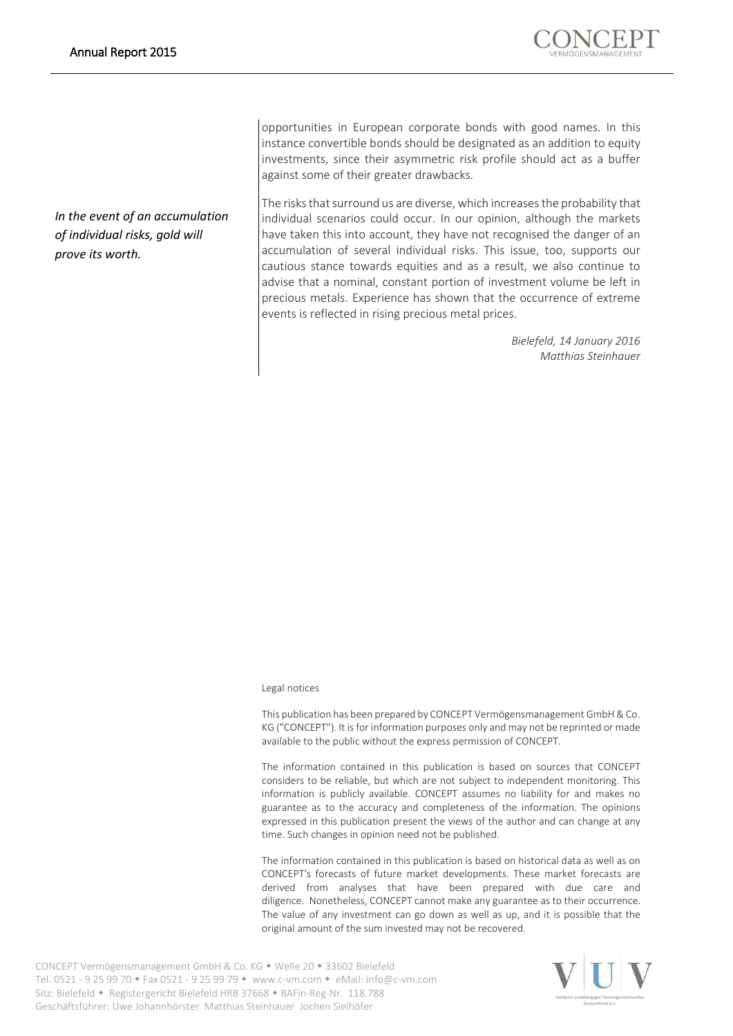opportunities in European corporate bonds with good names. In this instance convertible bonds should be designated as an addition to equity investments, since their asymmetric risk profile should act as a buffer against some of their greater drawbacks.

*In the event of an accumulation of individual risks, gold will prove its worth.*

The risks that surround us are diverse, which increases the probability that individual scenarios could occur. In our opinion, although the markets have taken this into account, they have not recognised the danger of an accumulation of several individual risks. This issue, too, supports our cautious stance towards equities and as a result, we also continue to advise that a nominal, constant portion of investment volume be left in precious metals. Experience has shown that the occurrence of extreme events is reflected in rising precious metal prices.

*Bielefeld, 14 January 2016*
*Matthias Steinhauer*

Legal notices

This publication has been prepared by CONCEPT Vermögensmanagement GmbH & Co. KG ("CONCEPT"). It is for information purposes only and may not be reprinted or made available to the public without the express permission of CONCEPT.

The information contained in this publication is based on sources that CONCEPT considers to be reliable, but which are not subject to independent monitoring. This information is publicly available. CONCEPT assumes no liability for and makes no guarantee as to the accuracy and completeness of the information. The opinions expressed in this publication present the views of the author and can change at any time. Such changes in opinion need not be published.

The information contained in this publication is based on historical data as well as on CONCEPT's forecasts of future market developments. These market forecasts are derived from analyses that have been prepared with due care and diligence. Nonetheless, CONCEPT cannot make any guarantee as to their occurrence. The value of any investment can go down as well as up, and it is possible that the original amount of the sum invested may not be recovered.

CONCEPT Vermögensmanagement GmbH & Co. KG ◆ Welle 20 ◆ 33602 Bielefeld
Tel. 0521 - 9 25 99 70 ◆ Fax 0521 - 9 25 99 79 ◆ www.c-vm.com ◆ eMail: info@c-vm.com
Sitz: Bielefeld ◆ Registergericht Bielefeld HRB 37668 ◆ BAFin-Reg-Nr. 118.788
Geschäftsführer: Uwe Johannhörster Matthias Steinhauer Jochen Sielhöfer